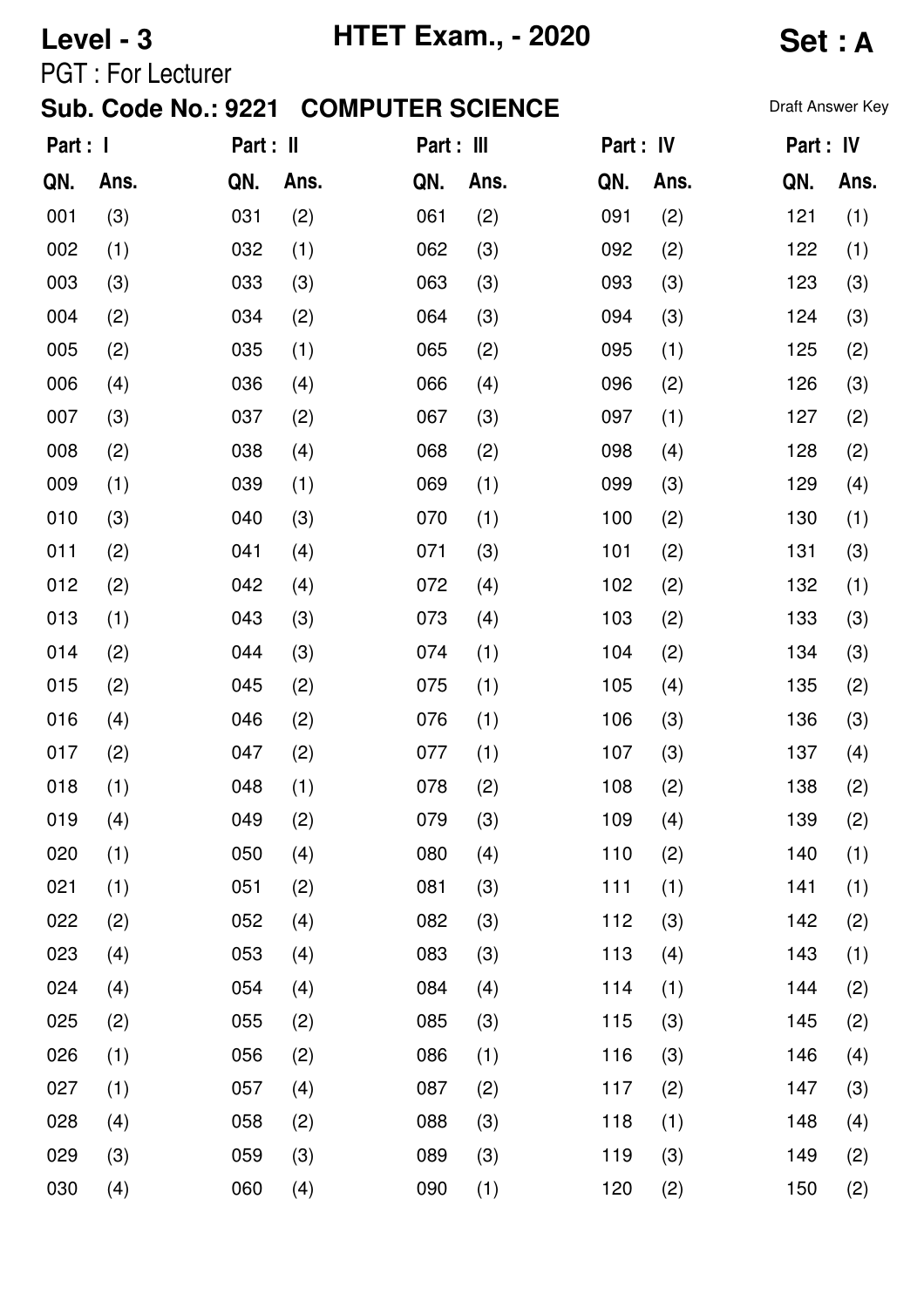**Level - 3** **HTET Exam., - 2020** **Set : A**

PGT : For Lecturer

**Sub. Code No.: 9221 COMPUTER SCIENCE** Draft Answer Key

| Part : I | | Part : II | | Part : III | | Part : IV | | Part : IV | |
|---|---|---|---|---|---|---|---|---|---|
| **QN.** | **Ans.** | **QN.** | **Ans.** | **QN.** | **Ans.** | **QN.** | **Ans.** | **QN.** | **Ans.** |
| 001 | (3) | 031 | (2) | 061 | (2) | 091 | (2) | 121 | (1) |
| 002 | (1) | 032 | (1) | 062 | (3) | 092 | (2) | 122 | (1) |
| 003 | (3) | 033 | (3) | 063 | (3) | 093 | (3) | 123 | (3) |
| 004 | (2) | 034 | (2) | 064 | (3) | 094 | (3) | 124 | (3) |
| 005 | (2) | 035 | (1) | 065 | (2) | 095 | (1) | 125 | (2) |
| 006 | (4) | 036 | (4) | 066 | (4) | 096 | (2) | 126 | (3) |
| 007 | (3) | 037 | (2) | 067 | (3) | 097 | (1) | 127 | (2) |
| 008 | (2) | 038 | (4) | 068 | (2) | 098 | (4) | 128 | (2) |
| 009 | (1) | 039 | (1) | 069 | (1) | 099 | (3) | 129 | (4) |
| 010 | (3) | 040 | (3) | 070 | (1) | 100 | (2) | 130 | (1) |
| 011 | (2) | 041 | (4) | 071 | (3) | 101 | (2) | 131 | (3) |
| 012 | (2) | 042 | (4) | 072 | (4) | 102 | (2) | 132 | (1) |
| 013 | (1) | 043 | (3) | 073 | (4) | 103 | (2) | 133 | (3) |
| 014 | (2) | 044 | (3) | 074 | (1) | 104 | (2) | 134 | (3) |
| 015 | (2) | 045 | (2) | 075 | (1) | 105 | (4) | 135 | (2) |
| 016 | (4) | 046 | (2) | 076 | (1) | 106 | (3) | 136 | (3) |
| 017 | (2) | 047 | (2) | 077 | (1) | 107 | (3) | 137 | (4) |
| 018 | (1) | 048 | (1) | 078 | (2) | 108 | (2) | 138 | (2) |
| 019 | (4) | 049 | (2) | 079 | (3) | 109 | (4) | 139 | (2) |
| 020 | (1) | 050 | (4) | 080 | (4) | 110 | (2) | 140 | (1) |
| 021 | (1) | 051 | (2) | 081 | (3) | 111 | (1) | 141 | (1) |
| 022 | (2) | 052 | (4) | 082 | (3) | 112 | (3) | 142 | (2) |
| 023 | (4) | 053 | (4) | 083 | (3) | 113 | (4) | 143 | (1) |
| 024 | (4) | 054 | (4) | 084 | (4) | 114 | (1) | 144 | (2) |
| 025 | (2) | 055 | (2) | 085 | (3) | 115 | (3) | 145 | (2) |
| 026 | (1) | 056 | (2) | 086 | (1) | 116 | (3) | 146 | (4) |
| 027 | (1) | 057 | (4) | 087 | (2) | 117 | (2) | 147 | (3) |
| 028 | (4) | 058 | (2) | 088 | (3) | 118 | (1) | 148 | (4) |
| 029 | (3) | 059 | (3) | 089 | (3) | 119 | (3) | 149 | (2) |
| 030 | (4) | 060 | (4) | 090 | (1) | 120 | (2) | 150 | (2) |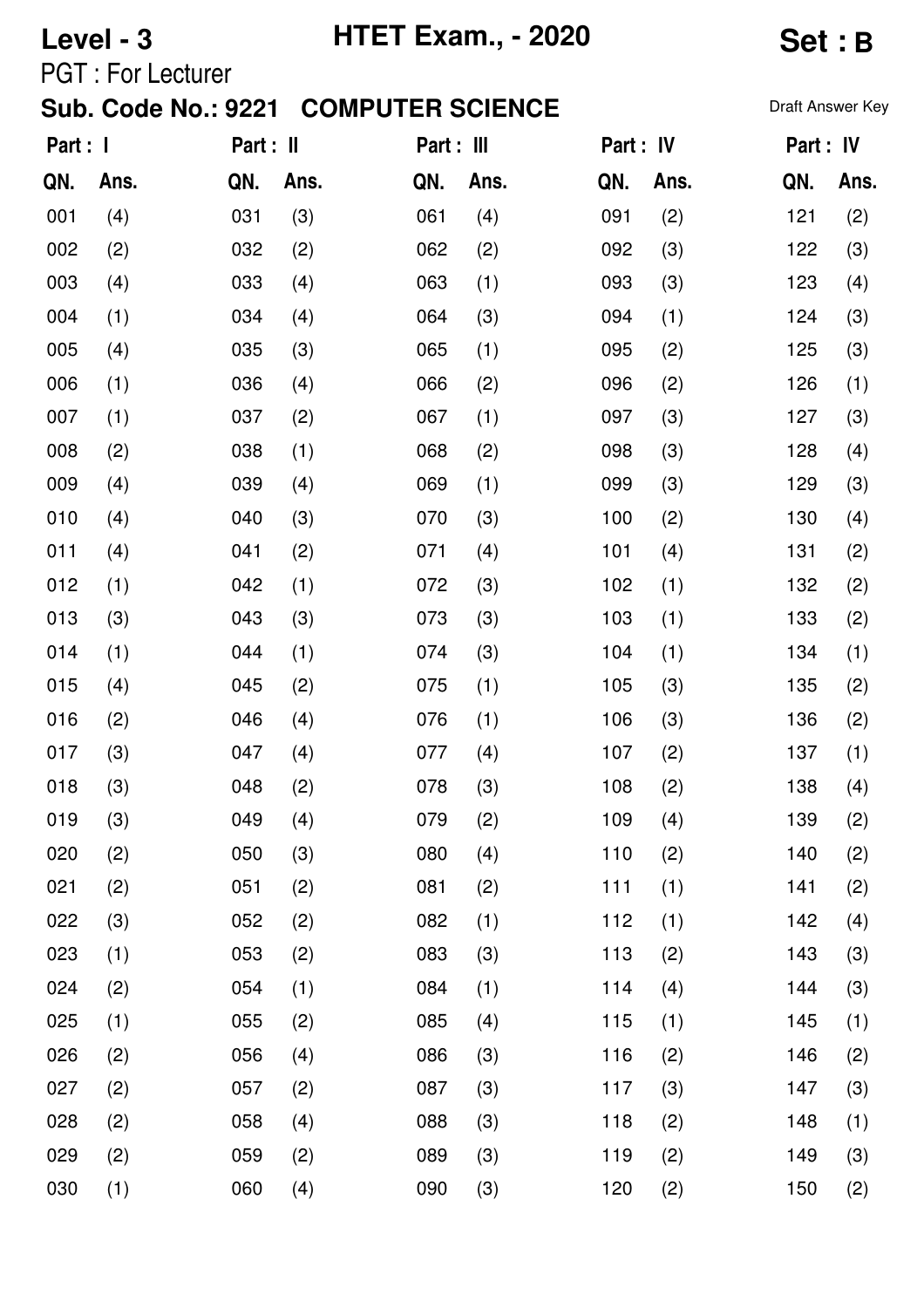**Level - 3** **HTET Exam., - 2020** **Set : B**

PGT : For Lecturer

**Sub. Code No.: 9221 COMPUTER SCIENCE** Draft Answer Key

| Part : I | | Part : II | | Part : III | | Part : IV | | Part : IV | |
|---|---|---|---|---|---|---|---|---|---|
| **QN.** | **Ans.** | **QN.** | **Ans.** | **QN.** | **Ans.** | **QN.** | **Ans.** | **QN.** | **Ans.** |
| 001 | (4) | 031 | (3) | 061 | (4) | 091 | (2) | 121 | (2) |
| 002 | (2) | 032 | (2) | 062 | (2) | 092 | (3) | 122 | (3) |
| 003 | (4) | 033 | (4) | 063 | (1) | 093 | (3) | 123 | (4) |
| 004 | (1) | 034 | (4) | 064 | (3) | 094 | (1) | 124 | (3) |
| 005 | (4) | 035 | (3) | 065 | (1) | 095 | (2) | 125 | (3) |
| 006 | (1) | 036 | (4) | 066 | (2) | 096 | (2) | 126 | (1) |
| 007 | (1) | 037 | (2) | 067 | (1) | 097 | (3) | 127 | (3) |
| 008 | (2) | 038 | (1) | 068 | (2) | 098 | (3) | 128 | (4) |
| 009 | (4) | 039 | (4) | 069 | (1) | 099 | (3) | 129 | (3) |
| 010 | (4) | 040 | (3) | 070 | (3) | 100 | (2) | 130 | (4) |
| 011 | (4) | 041 | (2) | 071 | (4) | 101 | (4) | 131 | (2) |
| 012 | (1) | 042 | (1) | 072 | (3) | 102 | (1) | 132 | (2) |
| 013 | (3) | 043 | (3) | 073 | (3) | 103 | (1) | 133 | (2) |
| 014 | (1) | 044 | (1) | 074 | (3) | 104 | (1) | 134 | (1) |
| 015 | (4) | 045 | (2) | 075 | (1) | 105 | (3) | 135 | (2) |
| 016 | (2) | 046 | (4) | 076 | (1) | 106 | (3) | 136 | (2) |
| 017 | (3) | 047 | (4) | 077 | (4) | 107 | (2) | 137 | (1) |
| 018 | (3) | 048 | (2) | 078 | (3) | 108 | (2) | 138 | (4) |
| 019 | (3) | 049 | (4) | 079 | (2) | 109 | (4) | 139 | (2) |
| 020 | (2) | 050 | (3) | 080 | (4) | 110 | (2) | 140 | (2) |
| 021 | (2) | 051 | (2) | 081 | (2) | 111 | (1) | 141 | (2) |
| 022 | (3) | 052 | (2) | 082 | (1) | 112 | (1) | 142 | (4) |
| 023 | (1) | 053 | (2) | 083 | (3) | 113 | (2) | 143 | (3) |
| 024 | (2) | 054 | (1) | 084 | (1) | 114 | (4) | 144 | (3) |
| 025 | (1) | 055 | (2) | 085 | (4) | 115 | (1) | 145 | (1) |
| 026 | (2) | 056 | (4) | 086 | (3) | 116 | (2) | 146 | (2) |
| 027 | (2) | 057 | (2) | 087 | (3) | 117 | (3) | 147 | (3) |
| 028 | (2) | 058 | (4) | 088 | (3) | 118 | (2) | 148 | (1) |
| 029 | (2) | 059 | (2) | 089 | (3) | 119 | (2) | 149 | (3) |
| 030 | (1) | 060 | (4) | 090 | (3) | 120 | (2) | 150 | (2) |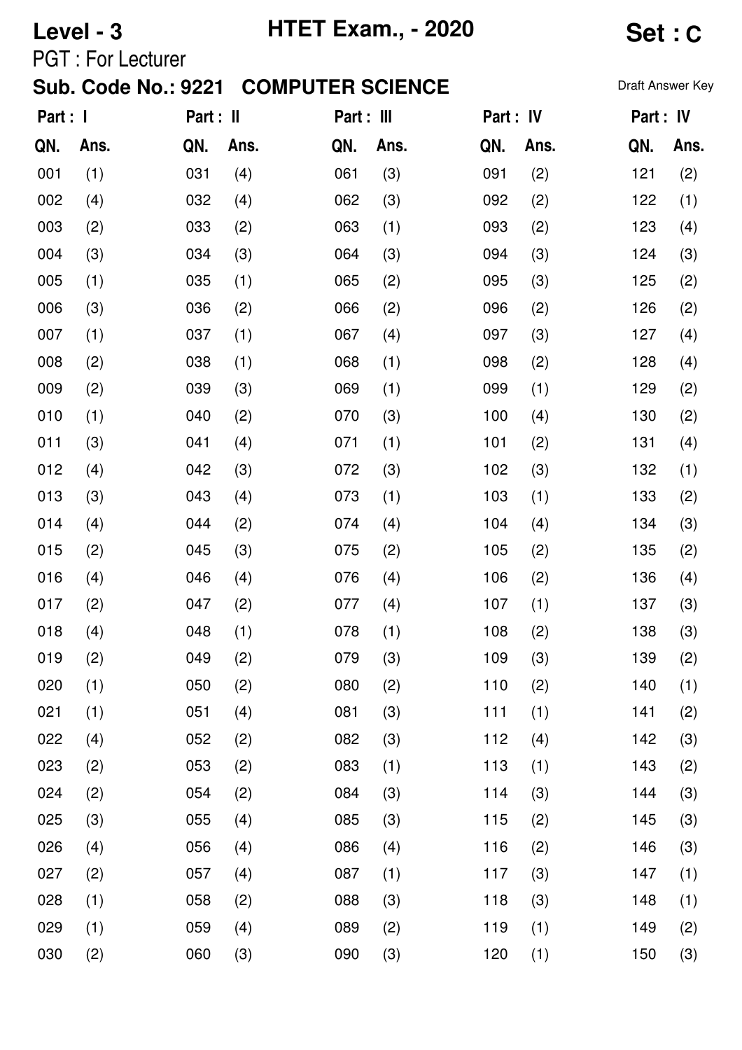**Level - 3** **HTET Exam., - 2020** **Set : C**

PGT : For Lecturer

**Sub. Code No.: 9221 COMPUTER SCIENCE**

Draft Answer Key

| Part : I | | Part : II | | Part : III | | Part : IV | | Part : IV | |
|---|---|---|---|---|---|---|---|---|---|
| QN. | Ans. | QN. | Ans. | QN. | Ans. | QN. | Ans. | QN. | Ans. |
| 001 | (1) | 031 | (4) | 061 | (3) | 091 | (2) | 121 | (2) |
| 002 | (4) | 032 | (4) | 062 | (3) | 092 | (2) | 122 | (1) |
| 003 | (2) | 033 | (2) | 063 | (1) | 093 | (2) | 123 | (4) |
| 004 | (3) | 034 | (3) | 064 | (3) | 094 | (3) | 124 | (3) |
| 005 | (1) | 035 | (1) | 065 | (2) | 095 | (3) | 125 | (2) |
| 006 | (3) | 036 | (2) | 066 | (2) | 096 | (2) | 126 | (2) |
| 007 | (1) | 037 | (1) | 067 | (4) | 097 | (3) | 127 | (4) |
| 008 | (2) | 038 | (1) | 068 | (1) | 098 | (2) | 128 | (4) |
| 009 | (2) | 039 | (3) | 069 | (1) | 099 | (1) | 129 | (2) |
| 010 | (1) | 040 | (2) | 070 | (3) | 100 | (4) | 130 | (2) |
| 011 | (3) | 041 | (4) | 071 | (1) | 101 | (2) | 131 | (4) |
| 012 | (4) | 042 | (3) | 072 | (3) | 102 | (3) | 132 | (1) |
| 013 | (3) | 043 | (4) | 073 | (1) | 103 | (1) | 133 | (2) |
| 014 | (4) | 044 | (2) | 074 | (4) | 104 | (4) | 134 | (3) |
| 015 | (2) | 045 | (3) | 075 | (2) | 105 | (2) | 135 | (2) |
| 016 | (4) | 046 | (4) | 076 | (4) | 106 | (2) | 136 | (4) |
| 017 | (2) | 047 | (2) | 077 | (4) | 107 | (1) | 137 | (3) |
| 018 | (4) | 048 | (1) | 078 | (1) | 108 | (2) | 138 | (3) |
| 019 | (2) | 049 | (2) | 079 | (3) | 109 | (3) | 139 | (2) |
| 020 | (1) | 050 | (2) | 080 | (2) | 110 | (2) | 140 | (1) |
| 021 | (1) | 051 | (4) | 081 | (3) | 111 | (1) | 141 | (2) |
| 022 | (4) | 052 | (2) | 082 | (3) | 112 | (4) | 142 | (3) |
| 023 | (2) | 053 | (2) | 083 | (1) | 113 | (1) | 143 | (2) |
| 024 | (2) | 054 | (2) | 084 | (3) | 114 | (3) | 144 | (3) |
| 025 | (3) | 055 | (4) | 085 | (3) | 115 | (2) | 145 | (3) |
| 026 | (4) | 056 | (4) | 086 | (4) | 116 | (2) | 146 | (3) |
| 027 | (2) | 057 | (4) | 087 | (1) | 117 | (3) | 147 | (1) |
| 028 | (1) | 058 | (2) | 088 | (3) | 118 | (3) | 148 | (1) |
| 029 | (1) | 059 | (4) | 089 | (2) | 119 | (1) | 149 | (2) |
| 030 | (2) | 060 | (3) | 090 | (3) | 120 | (1) | 150 | (3) |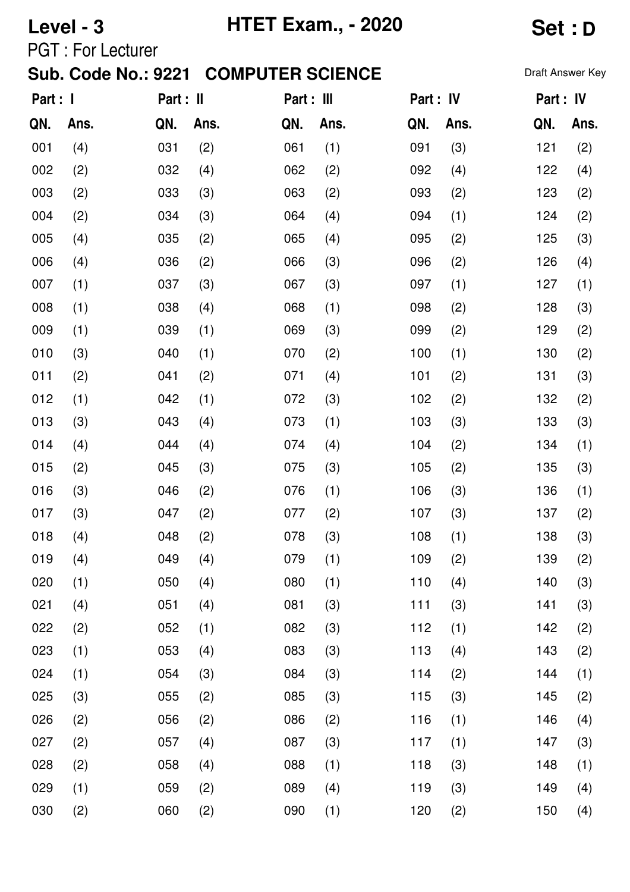**Level - 3** **HTET Exam., - 2020** **Set : D**

PGT : For Lecturer

**Sub. Code No.: 9221 COMPUTER SCIENCE**

Draft Answer Key

| Part : I | | Part : II | | Part : III | | Part : IV | | Part : IV | |
|---|---|---|---|---|---|---|---|---|---|
| **QN.** | **Ans.** | **QN.** | **Ans.** | **QN.** | **Ans.** | **QN.** | **Ans.** | **QN.** | **Ans.** |
| 001 | (4) | 031 | (2) | 061 | (1) | 091 | (3) | 121 | (2) |
| 002 | (2) | 032 | (4) | 062 | (2) | 092 | (4) | 122 | (4) |
| 003 | (2) | 033 | (3) | 063 | (2) | 093 | (2) | 123 | (2) |
| 004 | (2) | 034 | (3) | 064 | (4) | 094 | (1) | 124 | (2) |
| 005 | (4) | 035 | (2) | 065 | (4) | 095 | (2) | 125 | (3) |
| 006 | (4) | 036 | (2) | 066 | (3) | 096 | (2) | 126 | (4) |
| 007 | (1) | 037 | (3) | 067 | (3) | 097 | (1) | 127 | (1) |
| 008 | (1) | 038 | (4) | 068 | (1) | 098 | (2) | 128 | (3) |
| 009 | (1) | 039 | (1) | 069 | (3) | 099 | (2) | 129 | (2) |
| 010 | (3) | 040 | (1) | 070 | (2) | 100 | (1) | 130 | (2) |
| 011 | (2) | 041 | (2) | 071 | (4) | 101 | (2) | 131 | (3) |
| 012 | (1) | 042 | (1) | 072 | (3) | 102 | (2) | 132 | (2) |
| 013 | (3) | 043 | (4) | 073 | (1) | 103 | (3) | 133 | (3) |
| 014 | (4) | 044 | (4) | 074 | (4) | 104 | (2) | 134 | (1) |
| 015 | (2) | 045 | (3) | 075 | (3) | 105 | (2) | 135 | (3) |
| 016 | (3) | 046 | (2) | 076 | (1) | 106 | (3) | 136 | (1) |
| 017 | (3) | 047 | (2) | 077 | (2) | 107 | (3) | 137 | (2) |
| 018 | (4) | 048 | (2) | 078 | (3) | 108 | (1) | 138 | (3) |
| 019 | (4) | 049 | (4) | 079 | (1) | 109 | (2) | 139 | (2) |
| 020 | (1) | 050 | (4) | 080 | (1) | 110 | (4) | 140 | (3) |
| 021 | (4) | 051 | (4) | 081 | (3) | 111 | (3) | 141 | (3) |
| 022 | (2) | 052 | (1) | 082 | (3) | 112 | (1) | 142 | (2) |
| 023 | (1) | 053 | (4) | 083 | (3) | 113 | (4) | 143 | (2) |
| 024 | (1) | 054 | (3) | 084 | (3) | 114 | (2) | 144 | (1) |
| 025 | (3) | 055 | (2) | 085 | (3) | 115 | (3) | 145 | (2) |
| 026 | (2) | 056 | (2) | 086 | (2) | 116 | (1) | 146 | (4) |
| 027 | (2) | 057 | (4) | 087 | (3) | 117 | (1) | 147 | (3) |
| 028 | (2) | 058 | (4) | 088 | (1) | 118 | (3) | 148 | (1) |
| 029 | (1) | 059 | (2) | 089 | (4) | 119 | (3) | 149 | (4) |
| 030 | (2) | 060 | (2) | 090 | (1) | 120 | (2) | 150 | (4) |